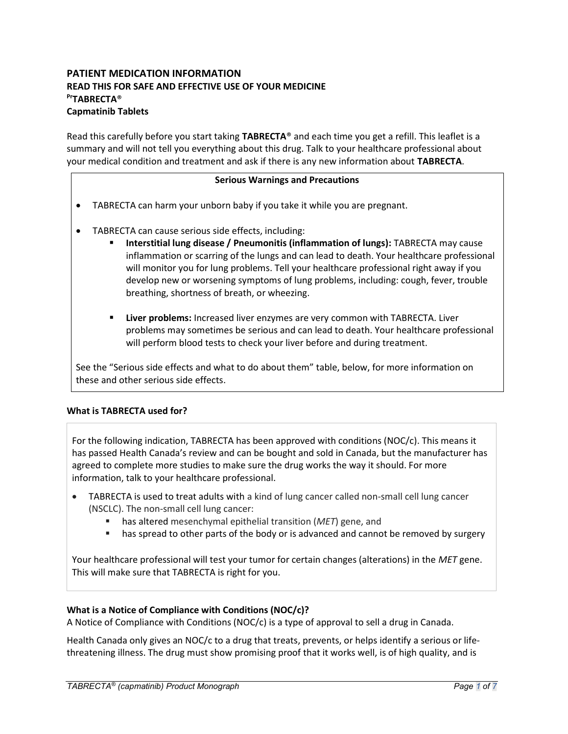# PATIENT MEDICATION INFORMATION

## READ THIS FOR SAFE AND EFFECTIVE USE OF YOUR MEDICINE

## PrTABRECTA®

## Capmatinib Tablets

Read this carefully before you start taking **TABRECTA**® and each time you get a refill. This leaflet is a summary and will not tell you everything about this drug. Talk to your healthcare professional about your medical condition and treatment and ask if there is any new information about **TABRECTA**.

**Serious Warnings and Precautions**

- TABRECTA can harm your unborn baby if you take it while you are pregnant.
- TABRECTA can cause serious side effects, including:
  - **Interstitial lung disease / Pneumonitis (inflammation of lungs):** TABRECTA may cause inflammation or scarring of the lungs and can lead to death. Your healthcare professional will monitor you for lung problems. Tell your healthcare professional right away if you develop new or worsening symptoms of lung problems, including: cough, fever, trouble breathing, shortness of breath, or wheezing.
  - **Liver problems:** Increased liver enzymes are very common with TABRECTA. Liver problems may sometimes be serious and can lead to death. Your healthcare professional will perform blood tests to check your liver before and during treatment.

See the "Serious side effects and what to do about them" table, below, for more information on these and other serious side effects.

**What is TABRECTA used for?**

For the following indication, TABRECTA has been approved with conditions (NOC/c). This means it has passed Health Canada's review and can be bought and sold in Canada, but the manufacturer has agreed to complete more studies to make sure the drug works the way it should. For more information, talk to your healthcare professional.

- TABRECTA is used to treat adults with a kind of lung cancer called non-small cell lung cancer (NSCLC). The non-small cell lung cancer:
  - has altered mesenchymal epithelial transition (*MET*) gene, and
  - has spread to other parts of the body or is advanced and cannot be removed by surgery

Your healthcare professional will test your tumor for certain changes (alterations) in the *MET* gene. This will make sure that TABRECTA is right for you.

**What is a Notice of Compliance with Conditions (NOC/c)?**

A Notice of Compliance with Conditions (NOC/c) is a type of approval to sell a drug in Canada.

Health Canada only gives an NOC/c to a drug that treats, prevents, or helps identify a serious or life-threatening illness. The drug must show promising proof that it works well, is of high quality, and is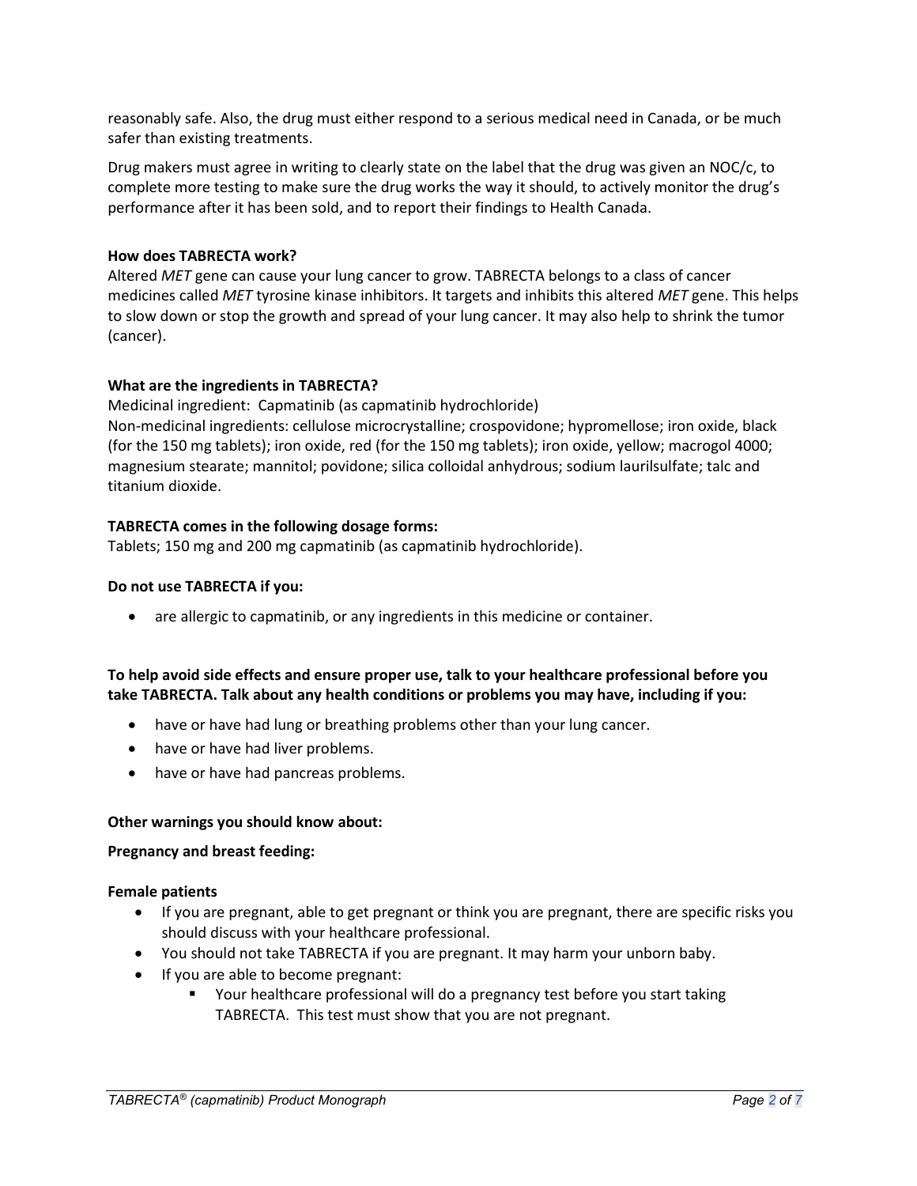reasonably safe. Also, the drug must either respond to a serious medical need in Canada, or be much safer than existing treatments.

Drug makers must agree in writing to clearly state on the label that the drug was given an NOC/c, to complete more testing to make sure the drug works the way it should, to actively monitor the drug's performance after it has been sold, and to report their findings to Health Canada.

**How does TABRECTA work?**
Altered *MET* gene can cause your lung cancer to grow. TABRECTA belongs to a class of cancer medicines called *MET* tyrosine kinase inhibitors. It targets and inhibits this altered *MET* gene. This helps to slow down or stop the growth and spread of your lung cancer. It may also help to shrink the tumor (cancer).

**What are the ingredients in TABRECTA?**
Medicinal ingredient: Capmatinib (as capmatinib hydrochloride)
Non-medicinal ingredients: cellulose microcrystalline; crospovidone; hypromellose; iron oxide, black (for the 150 mg tablets); iron oxide, red (for the 150 mg tablets); iron oxide, yellow; macrogol 4000; magnesium stearate; mannitol; povidone; silica colloidal anhydrous; sodium laurilsulfate; talc and titanium dioxide.

**TABRECTA comes in the following dosage forms:**
Tablets; 150 mg and 200 mg capmatinib (as capmatinib hydrochloride).

**Do not use TABRECTA if you:**

- are allergic to capmatinib, or any ingredients in this medicine or container.

**To help avoid side effects and ensure proper use, talk to your healthcare professional before you take TABRECTA. Talk about any health conditions or problems you may have, including if you:**

- have or have had lung or breathing problems other than your lung cancer.
- have or have had liver problems.
- have or have had pancreas problems.

**Other warnings you should know about:**

**Pregnancy and breast feeding:**

**Female patients**

- If you are pregnant, able to get pregnant or think you are pregnant, there are specific risks you should discuss with your healthcare professional.
- You should not take TABRECTA if you are pregnant. It may harm your unborn baby.
- If you are able to become pregnant:
  - Your healthcare professional will do a pregnancy test before you start taking TABRECTA. This test must show that you are not pregnant.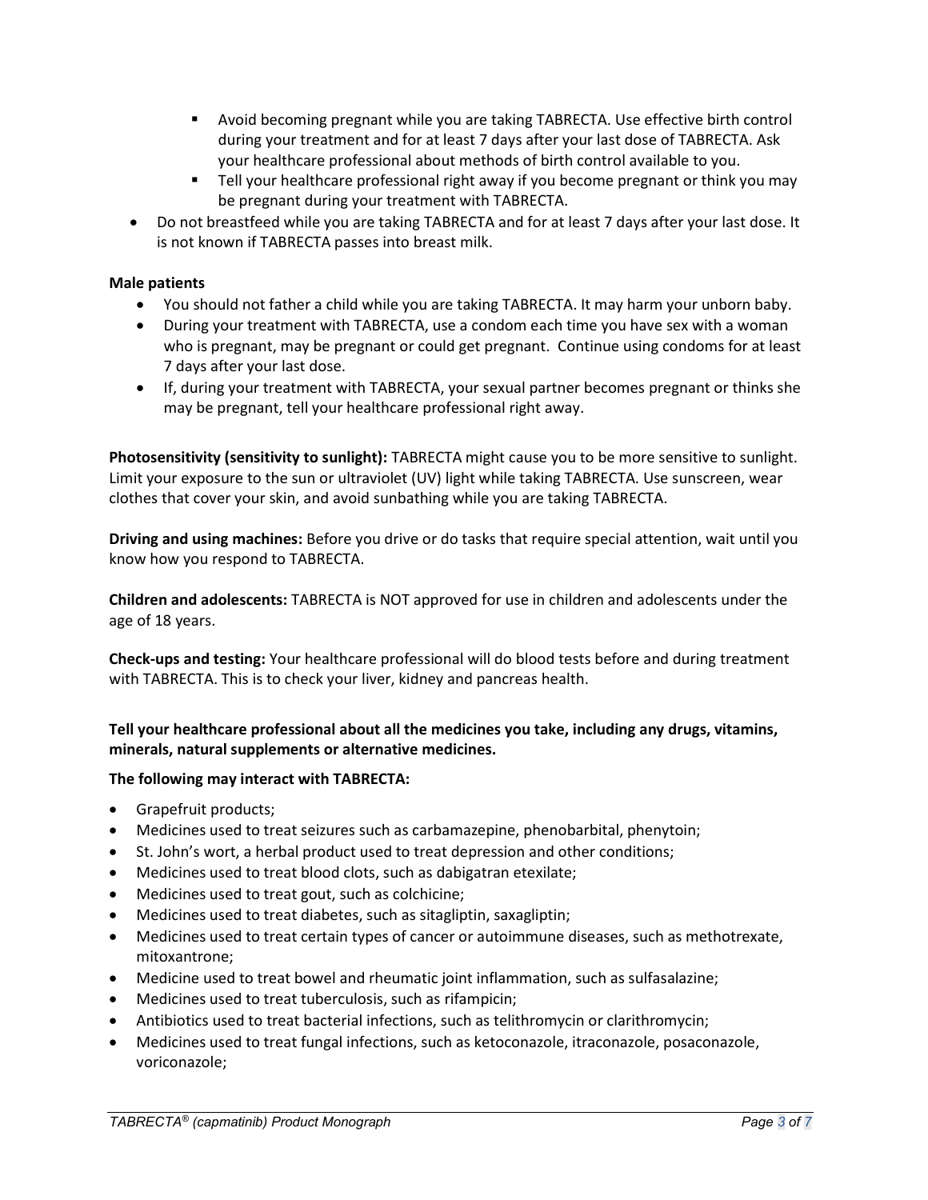- Avoid becoming pregnant while you are taking TABRECTA. Use effective birth control during your treatment and for at least 7 days after your last dose of TABRECTA. Ask your healthcare professional about methods of birth control available to you.
    - Tell your healthcare professional right away if you become pregnant or think you may be pregnant during your treatment with TABRECTA.
- Do not breastfeed while you are taking TABRECTA and for at least 7 days after your last dose. It is not known if TABRECTA passes into breast milk.

**Male patients**

- You should not father a child while you are taking TABRECTA. It may harm your unborn baby.
- During your treatment with TABRECTA, use a condom each time you have sex with a woman who is pregnant, may be pregnant or could get pregnant. Continue using condoms for at least 7 days after your last dose.
- If, during your treatment with TABRECTA, your sexual partner becomes pregnant or thinks she may be pregnant, tell your healthcare professional right away.

**Photosensitivity (sensitivity to sunlight):** TABRECTA might cause you to be more sensitive to sunlight. Limit your exposure to the sun or ultraviolet (UV) light while taking TABRECTA. Use sunscreen, wear clothes that cover your skin, and avoid sunbathing while you are taking TABRECTA.

**Driving and using machines:** Before you drive or do tasks that require special attention, wait until you know how you respond to TABRECTA.

**Children and adolescents:** TABRECTA is NOT approved for use in children and adolescents under the age of 18 years.

**Check-ups and testing:** Your healthcare professional will do blood tests before and during treatment with TABRECTA. This is to check your liver, kidney and pancreas health.

**Tell your healthcare professional about all the medicines you take, including any drugs, vitamins, minerals, natural supplements or alternative medicines.**

**The following may interact with TABRECTA:**

- Grapefruit products;
- Medicines used to treat seizures such as carbamazepine, phenobarbital, phenytoin;
- St. John's wort, a herbal product used to treat depression and other conditions;
- Medicines used to treat blood clots, such as dabigatran etexilate;
- Medicines used to treat gout, such as colchicine;
- Medicines used to treat diabetes, such as sitagliptin, saxagliptin;
- Medicines used to treat certain types of cancer or autoimmune diseases, such as methotrexate, mitoxantrone;
- Medicine used to treat bowel and rheumatic joint inflammation, such as sulfasalazine;
- Medicines used to treat tuberculosis, such as rifampicin;
- Antibiotics used to treat bacterial infections, such as telithromycin or clarithromycin;
- Medicines used to treat fungal infections, such as ketoconazole, itraconazole, posaconazole, voriconazole;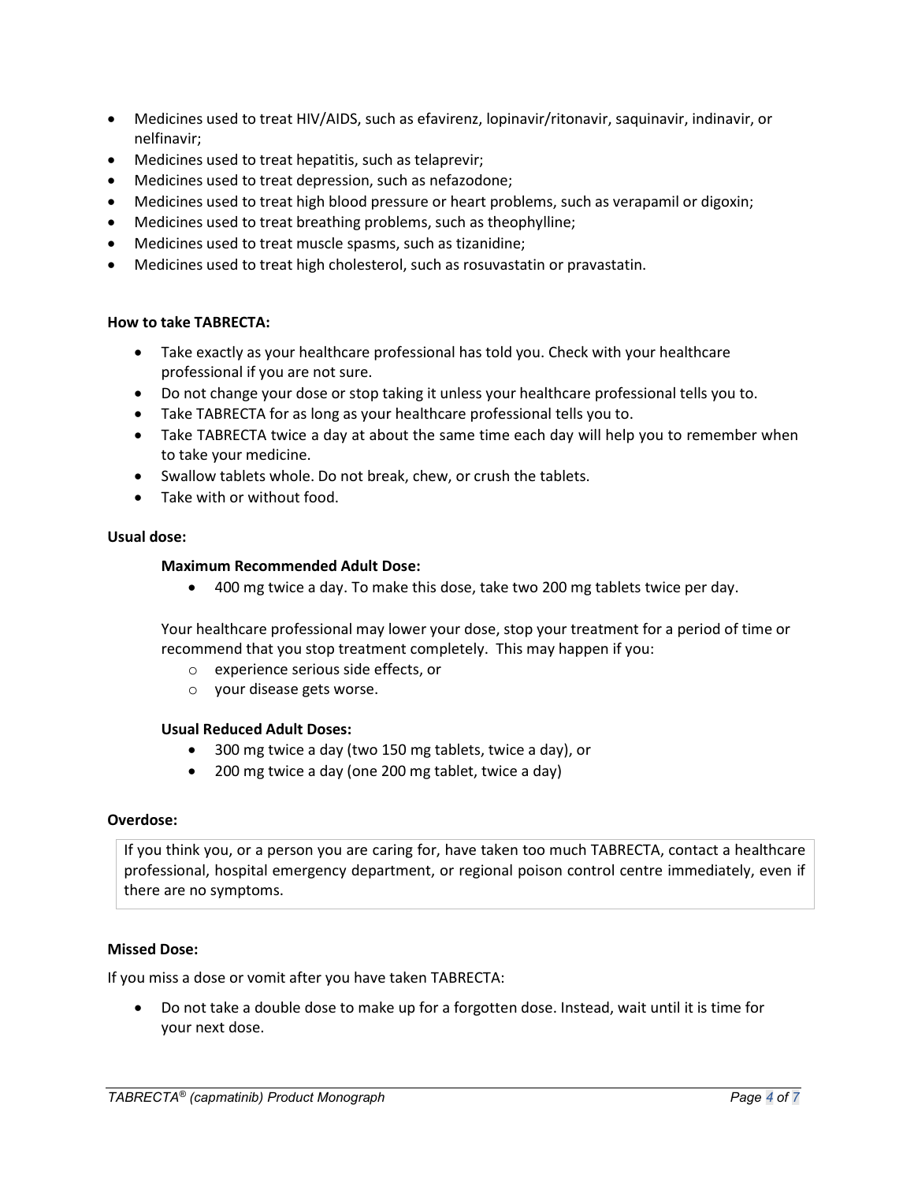- Medicines used to treat HIV/AIDS, such as efavirenz, lopinavir/ritonavir, saquinavir, indinavir, or nelfinavir;
- Medicines used to treat hepatitis, such as telaprevir;
- Medicines used to treat depression, such as nefazodone;
- Medicines used to treat high blood pressure or heart problems, such as verapamil or digoxin;
- Medicines used to treat breathing problems, such as theophylline;
- Medicines used to treat muscle spasms, such as tizanidine;
- Medicines used to treat high cholesterol, such as rosuvastatin or pravastatin.

**How to take TABRECTA:**

- Take exactly as your healthcare professional has told you. Check with your healthcare professional if you are not sure.
- Do not change your dose or stop taking it unless your healthcare professional tells you to.
- Take TABRECTA for as long as your healthcare professional tells you to.
- Take TABRECTA twice a day at about the same time each day will help you to remember when to take your medicine.
- Swallow tablets whole. Do not break, chew, or crush the tablets.
- Take with or without food.

**Usual dose:**

**Maximum Recommended Adult Dose:**

- 400 mg twice a day. To make this dose, take two 200 mg tablets twice per day.

Your healthcare professional may lower your dose, stop your treatment for a period of time or recommend that you stop treatment completely. This may happen if you:

- experience serious side effects, or
- your disease gets worse.

**Usual Reduced Adult Doses:**

- 300 mg twice a day (two 150 mg tablets, twice a day), or
- 200 mg twice a day (one 200 mg tablet, twice a day)

**Overdose:**

If you think you, or a person you are caring for, have taken too much TABRECTA, contact a healthcare professional, hospital emergency department, or regional poison control centre immediately, even if there are no symptoms.

**Missed Dose:**

If you miss a dose or vomit after you have taken TABRECTA:

- Do not take a double dose to make up for a forgotten dose. Instead, wait until it is time for your next dose.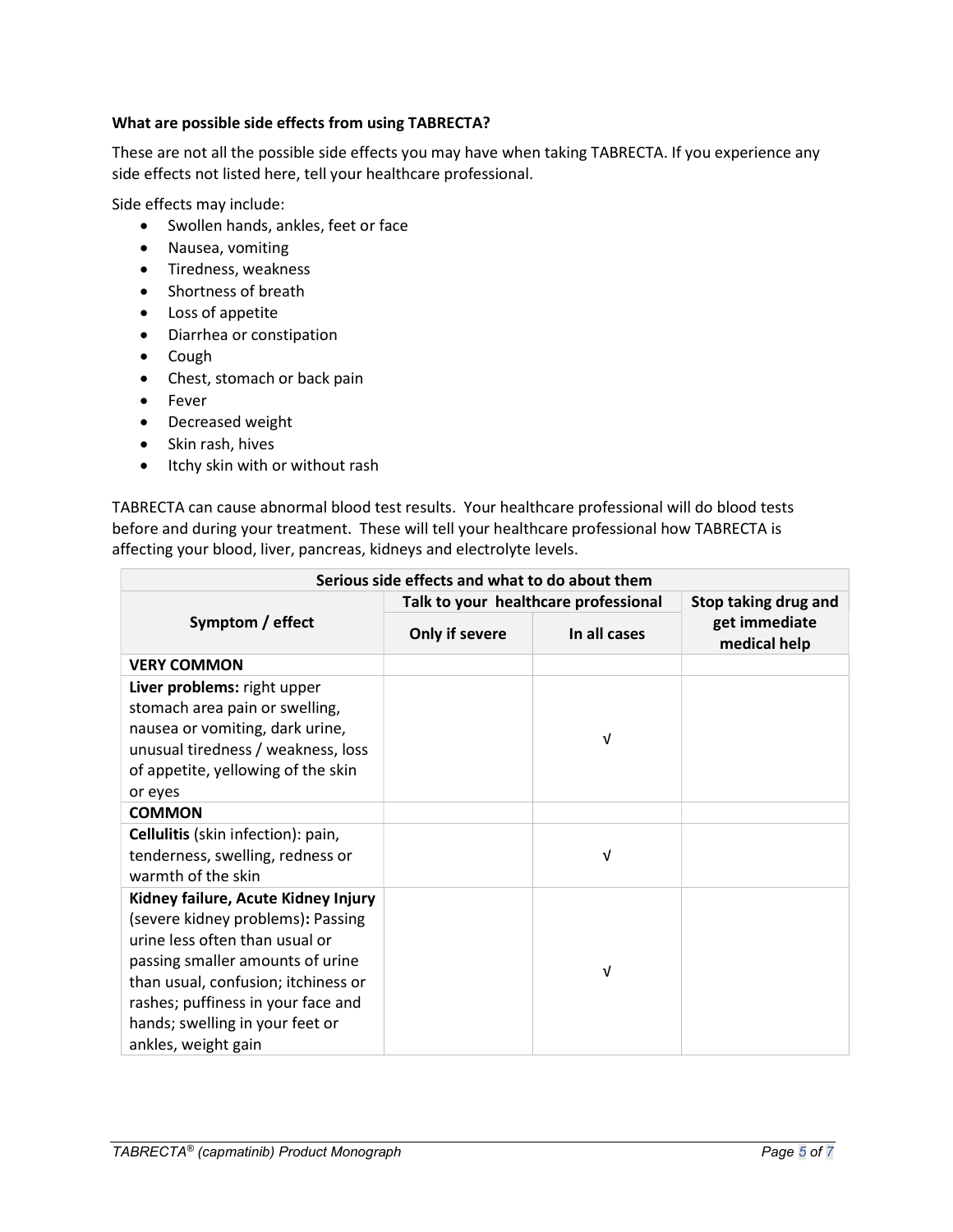**What are possible side effects from using TABRECTA?**

These are not all the possible side effects you may have when taking TABRECTA. If you experience any side effects not listed here, tell your healthcare professional.

Side effects may include:

- Swollen hands, ankles, feet or face
- Nausea, vomiting
- Tiredness, weakness
- Shortness of breath
- Loss of appetite
- Diarrhea or constipation
- Cough
- Chest, stomach or back pain
- Fever
- Decreased weight
- Skin rash, hives
- Itchy skin with or without rash

TABRECTA can cause abnormal blood test results. Your healthcare professional will do blood tests before and during your treatment. These will tell your healthcare professional how TABRECTA is affecting your blood, liver, pancreas, kidneys and electrolyte levels.

| Serious side effects and what to do about them | | | |
|---|---|---|---|
| **Symptom / effect** | **Talk to your healthcare professional** | | **Stop taking drug and get immediate medical help** |
| | **Only if severe** | **In all cases** | |
| **VERY COMMON** | | | |
| **Liver problems:** right upper stomach area pain or swelling, nausea or vomiting, dark urine, unusual tiredness / weakness, loss of appetite, yellowing of the skin or eyes | | √ | |
| **COMMON** | | | |
| **Cellulitis** (skin infection): pain, tenderness, swelling, redness or warmth of the skin | | √ | |
| **Kidney failure, Acute Kidney Injury** (severe kidney problems)**:** Passing urine less often than usual or passing smaller amounts of urine than usual, confusion; itchiness or rashes; puffiness in your face and hands; swelling in your feet or ankles, weight gain | | √ | |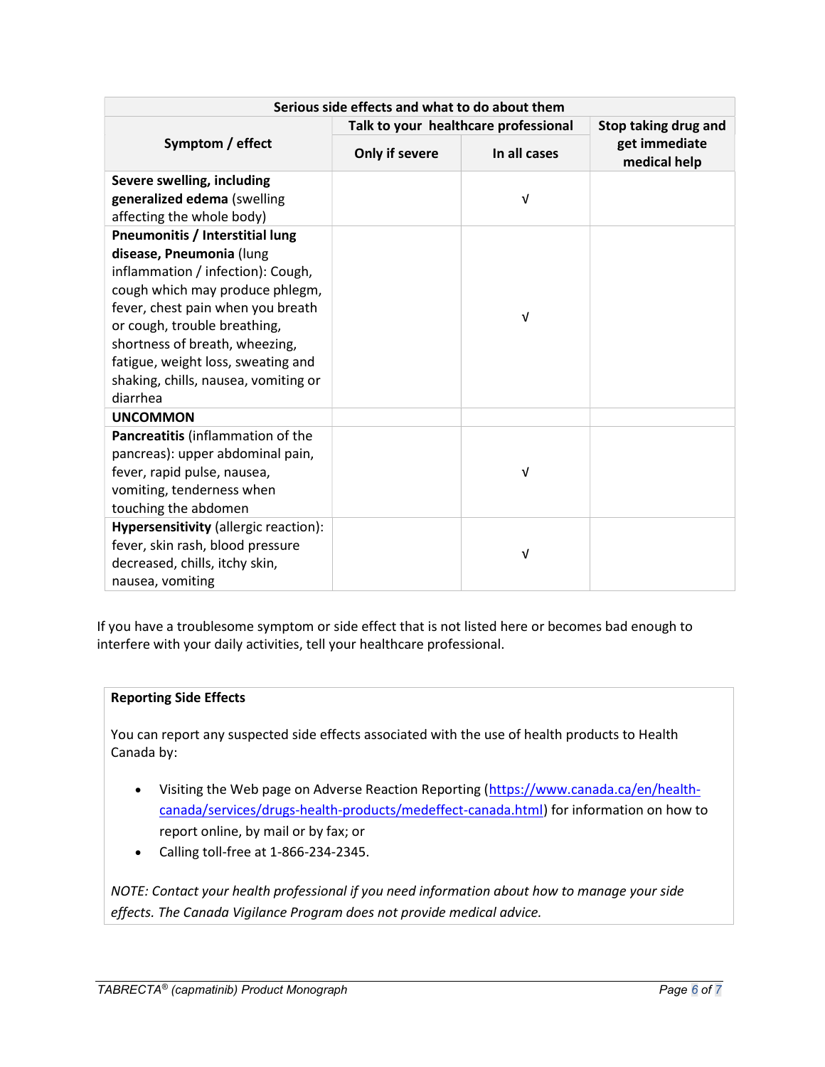| Serious side effects and what to do about them | | | |
|---|---|---|---|
| **Symptom / effect** | **Talk to your healthcare professional** | | **Stop taking drug and get immediate medical help** |
| | **Only if severe** | **In all cases** | |
| **Severe swelling, including generalized edema** (swelling affecting the whole body) | | √ | |
| **Pneumonitis / Interstitial lung disease, Pneumonia** (lung inflammation / infection): Cough, cough which may produce phlegm, fever, chest pain when you breath or cough, trouble breathing, shortness of breath, wheezing, fatigue, weight loss, sweating and shaking, chills, nausea, vomiting or diarrhea | | √ | |
| **UNCOMMON** | | | |
| **Pancreatitis** (inflammation of the pancreas): upper abdominal pain, fever, rapid pulse, nausea, vomiting, tenderness when touching the abdomen | | √ | |
| **Hypersensitivity** (allergic reaction): fever, skin rash, blood pressure decreased, chills, itchy skin, nausea, vomiting | | √ | |

If you have a troublesome symptom or side effect that is not listed here or becomes bad enough to interfere with your daily activities, tell your healthcare professional.

**Reporting Side Effects**

You can report any suspected side effects associated with the use of health products to Health Canada by:

- Visiting the Web page on Adverse Reaction Reporting (https://www.canada.ca/en/health-canada/services/drugs-health-products/medeffect-canada.html) for information on how to report online, by mail or by fax; or
- Calling toll-free at 1-866-234-2345.

*NOTE: Contact your health professional if you need information about how to manage your side effects. The Canada Vigilance Program does not provide medical advice.*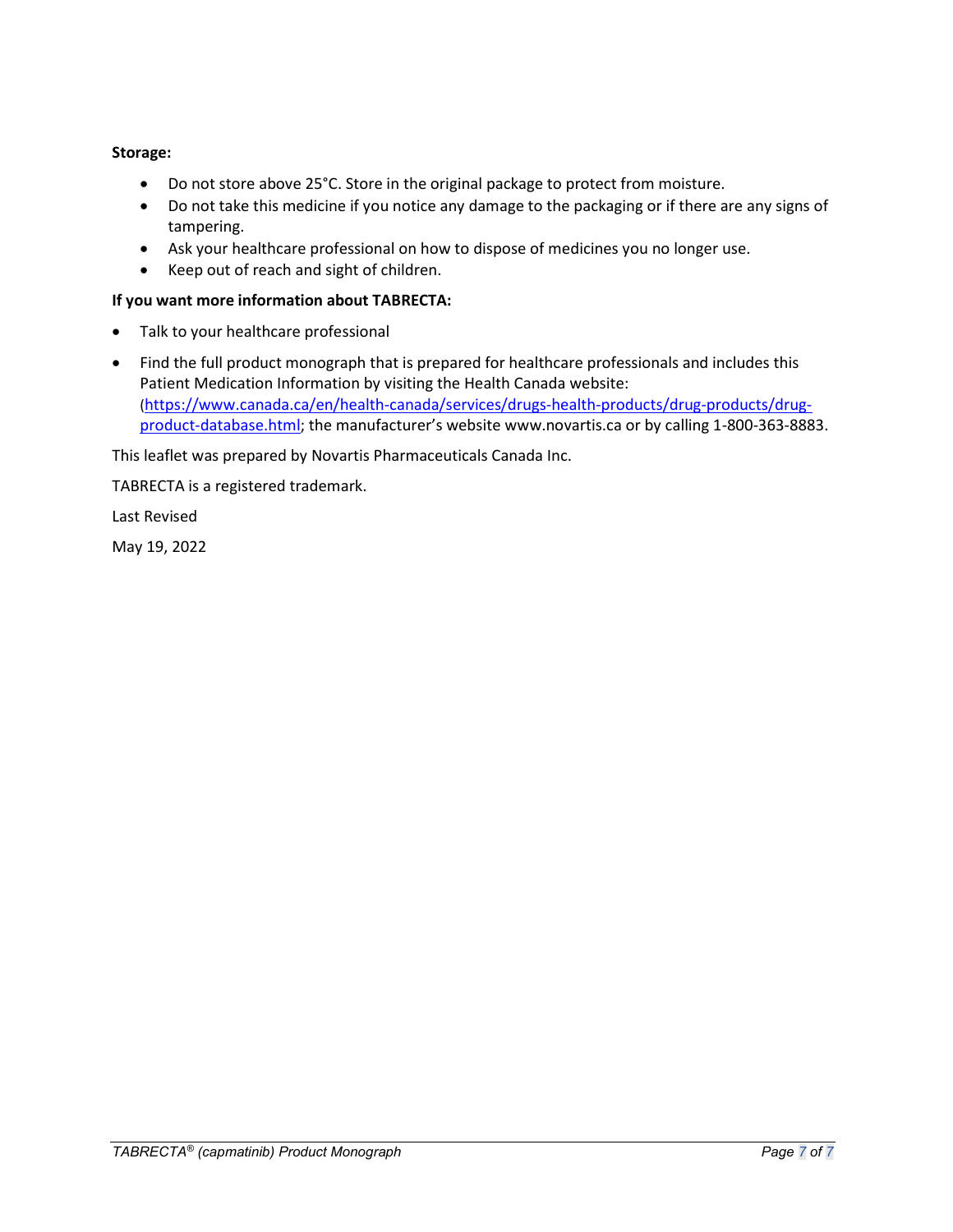**Storage:**

- Do not store above 25°C. Store in the original package to protect from moisture.
- Do not take this medicine if you notice any damage to the packaging or if there are any signs of tampering.
- Ask your healthcare professional on how to dispose of medicines you no longer use.
- Keep out of reach and sight of children.

**If you want more information about TABRECTA:**

- Talk to your healthcare professional
- Find the full product monograph that is prepared for healthcare professionals and includes this Patient Medication Information by visiting the Health Canada website: (https://www.canada.ca/en/health-canada/services/drugs-health-products/drug-products/drug-product-database.html; the manufacturer's website www.novartis.ca or by calling 1-800-363-8883.

This leaflet was prepared by Novartis Pharmaceuticals Canada Inc.

TABRECTA is a registered trademark.

Last Revised

May 19, 2022